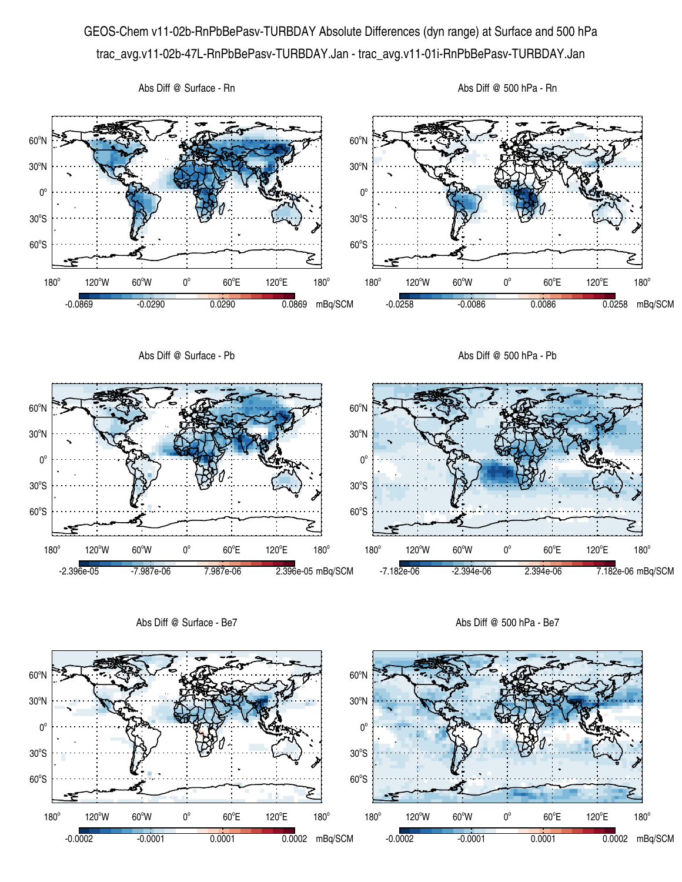# GEOS-Chem v11-02b-RnPbBePasv-TURBDAY Absolute Differences (dyn range) at Surface and 500 hPa

trac_avg.v11-02b-47L-RnPbBePasv-TURBDAY.Jan - trac_avg.v11-01i-RnPbBePasv-TURBDAY.Jan

Abs Diff @ Surface - Rn

-0.0869 -0.0290 0.0290 0.0869 mBq/SCM

Abs Diff @ 500 hPa - Rn

-0.0258 -0.0086 0.0086 0.0258 mBq/SCM

Abs Diff @ Surface - Pb

-2.396e-05 -7.987e-06 7.987e-06 2.396e-05 mBq/SCM

Abs Diff @ 500 hPa - Pb

-7.182e-06 -2.394e-06 2.394e-06 7.182e-06 mBq/SCM

Abs Diff @ Surface - Be7

-0.0002 -0.0001 0.0001 0.0002 mBq/SCM

Abs Diff @ 500 hPa - Be7

-0.0002 -0.0001 0.0001 0.0002 mBq/SCM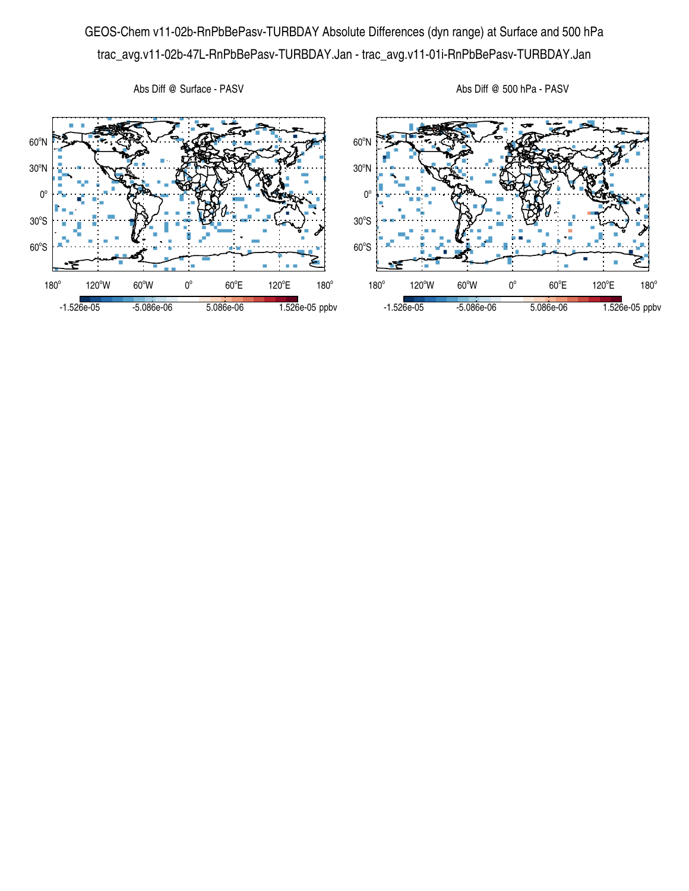GEOS-Chem v11-02b-RnPbBePasv-TURBDAY Absolute Differences (dyn range) at Surface and 500 hPa

trac_avg.v11-02b-47L-RnPbBePasv-TURBDAY.Jan - trac_avg.v11-01i-RnPbBePasv-TURBDAY.Jan

Abs Diff @ Surface - PASV

60°N
30°N
0°
30°S
60°S

180° 120°W 60°W 0° 60°E 120°E 180°

-1.526e-05 -5.086e-06 5.086e-06 1.526e-05 ppbv

Abs Diff @ 500 hPa - PASV

60°N
30°N
0°
30°S
60°S

180° 120°W 60°W 0° 60°E 120°E 180°

-1.526e-05 -5.086e-06 5.086e-06 1.526e-05 ppbv